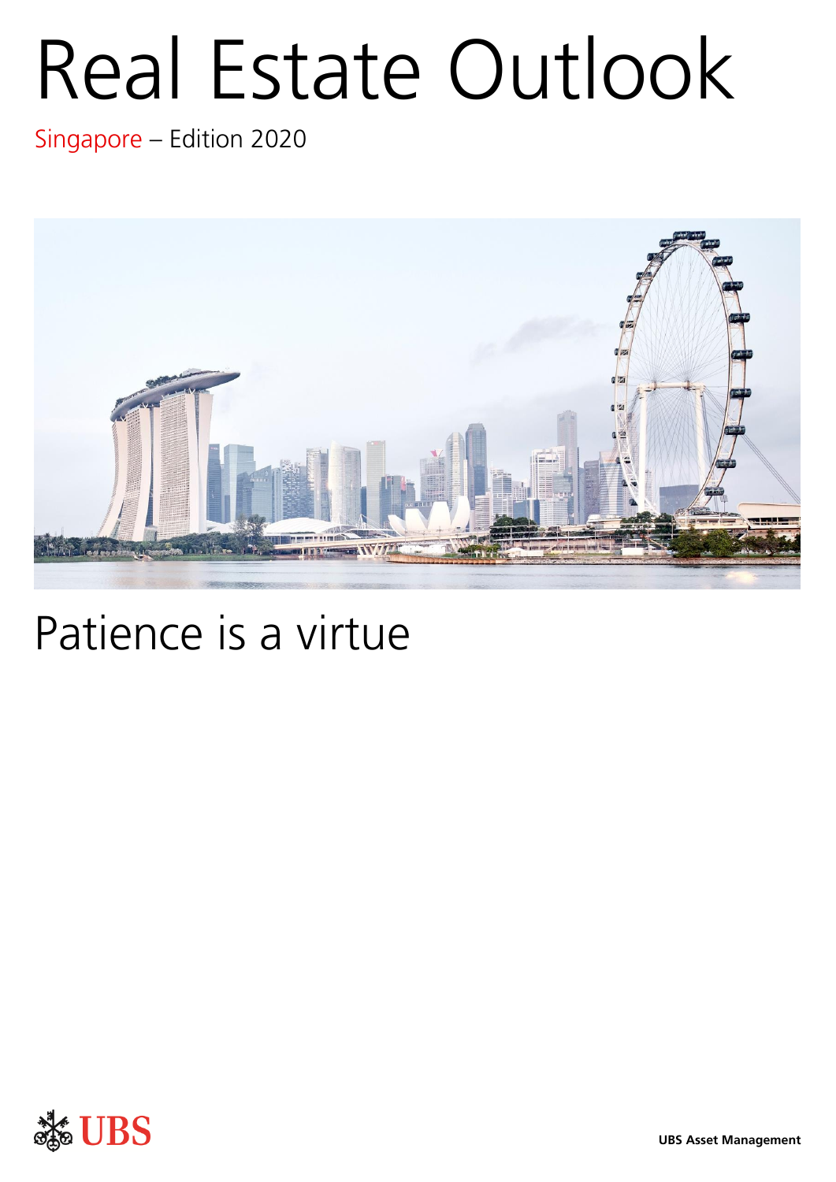# Real Estate Outlook

Singapore – Edition 2020

## Patience is a virtue

UBS

UBS Asset Management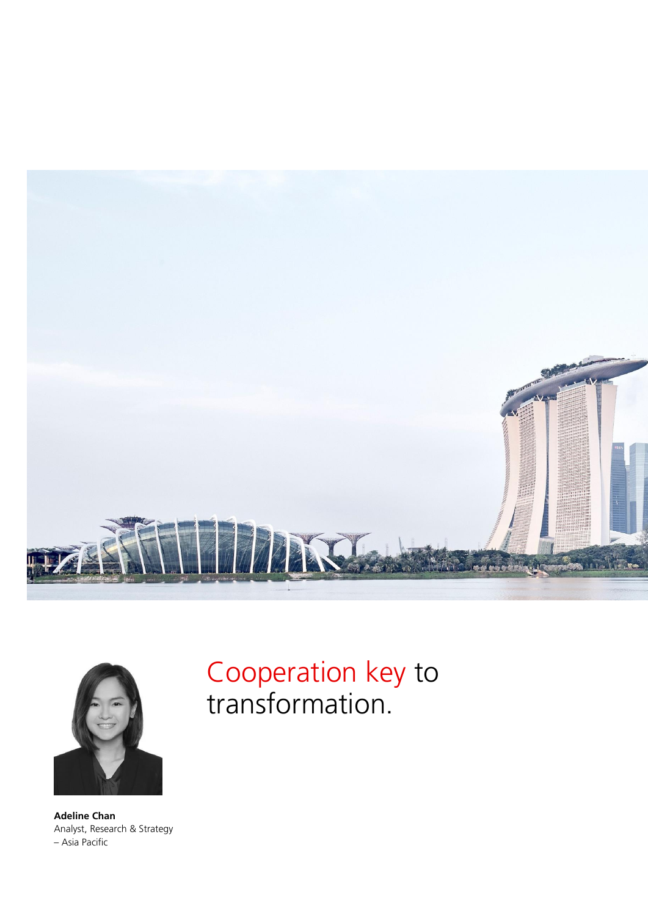# Cooperation key to transformation.

**Adeline Chan**
Analyst, Research & Strategy
– Asia Pacific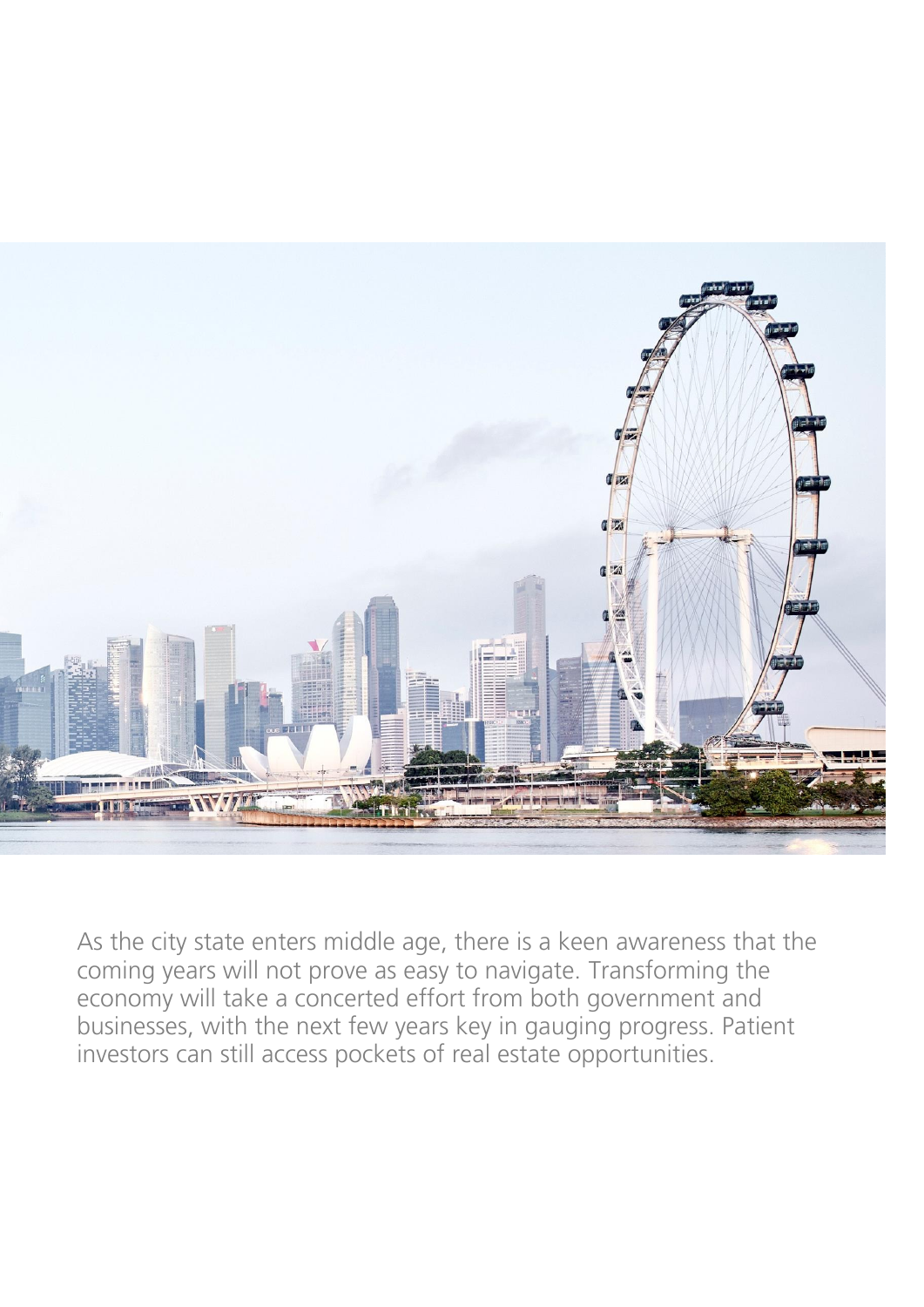As the city state enters middle age, there is a keen awareness that the coming years will not prove as easy to navigate. Transforming the economy will take a concerted effort from both government and businesses, with the next few years key in gauging progress. Patient investors can still access pockets of real estate opportunities.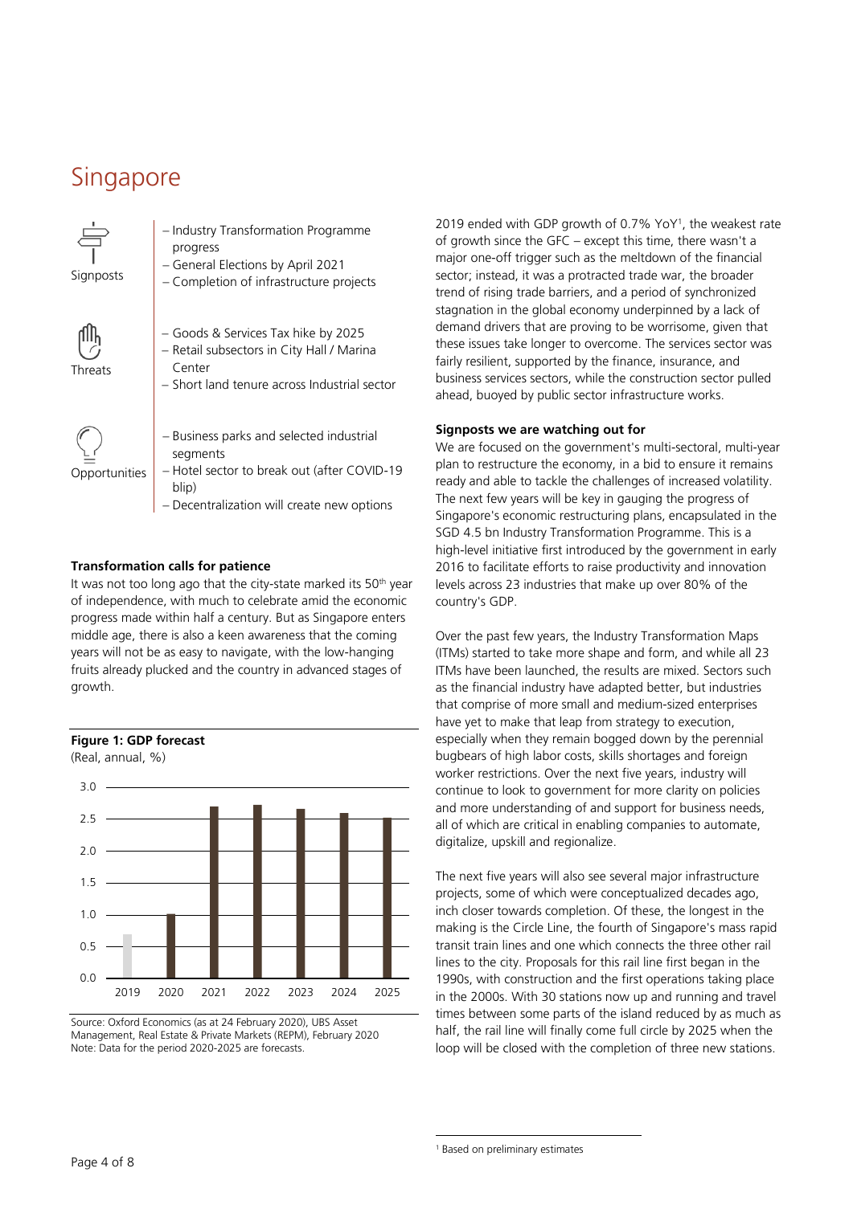# Singapore

**Signposts**

- Industry Transformation Programme progress
- General Elections by April 2021
- Completion of infrastructure projects

**Threats**

- Goods & Services Tax hike by 2025
- Retail subsectors in City Hall / Marina Center
- Short land tenure across Industrial sector

**Opportunities**

- Business parks and selected industrial segments
- Hotel sector to break out (after COVID-19 blip)
- Decentralization will create new options

### Transformation calls for patience

It was not too long ago that the city-state marked its 50th year of independence, with much to celebrate amid the economic progress made within half a century. But as Singapore enters middle age, there is also a keen awareness that the coming years will not be as easy to navigate, with the low-hanging fruits already plucked and the country in advanced stages of growth.

**Figure 1: GDP forecast**

(Real, annual, %)

3.0
2.5
2.0
1.5
1.0
0.5
0.0

2019 2020 2021 2022 2023 2024 2025

Source: Oxford Economics (as at 24 February 2020), UBS Asset Management, Real Estate & Private Markets (REPM), February 2020
Note: Data for the period 2020-2025 are forecasts.

2019 ended with GDP growth of 0.7% YoY[1], the weakest rate of growth since the GFC – except this time, there wasn't a major one-off trigger such as the meltdown of the financial sector; instead, it was a protracted trade war, the broader trend of rising trade barriers, and a period of synchronized stagnation in the global economy underpinned by a lack of demand drivers that are proving to be worrisome, given that these issues take longer to overcome. The services sector was fairly resilient, supported by the finance, insurance, and business services sectors, while the construction sector pulled ahead, buoyed by public sector infrastructure works.

### Signposts we are watching out for

We are focused on the government's multi-sectoral, multi-year plan to restructure the economy, in a bid to ensure it remains ready and able to tackle the challenges of increased volatility. The next few years will be key in gauging the progress of Singapore's economic restructuring plans, encapsulated in the SGD 4.5 bn Industry Transformation Programme. This is a high-level initiative first introduced by the government in early 2016 to facilitate efforts to raise productivity and innovation levels across 23 industries that make up over 80% of the country's GDP.

Over the past few years, the Industry Transformation Maps (ITMs) started to take more shape and form, and while all 23 ITMs have been launched, the results are mixed. Sectors such as the financial industry have adapted better, but industries that comprise of more small and medium-sized enterprises have yet to make that leap from strategy to execution, especially when they remain bogged down by the perennial bugbears of high labor costs, skills shortages and foreign worker restrictions. Over the next five years, industry will continue to look to government for more clarity on policies and more understanding of and support for business needs, all of which are critical in enabling companies to automate, digitalize, upskill and regionalize.

The next five years will also see several major infrastructure projects, some of which were conceptualized decades ago, inch closer towards completion. Of these, the longest in the making is the Circle Line, the fourth of Singapore's mass rapid transit train lines and one which connects the three other rail lines to the city. Proposals for this rail line first began in the 1990s, with construction and the first operations taking place in the 2000s. With 30 stations now up and running and travel times between some parts of the island reduced by as much as half, the rail line will finally come full circle by 2025 when the loop will be closed with the completion of three new stations.

[1] Based on preliminary estimates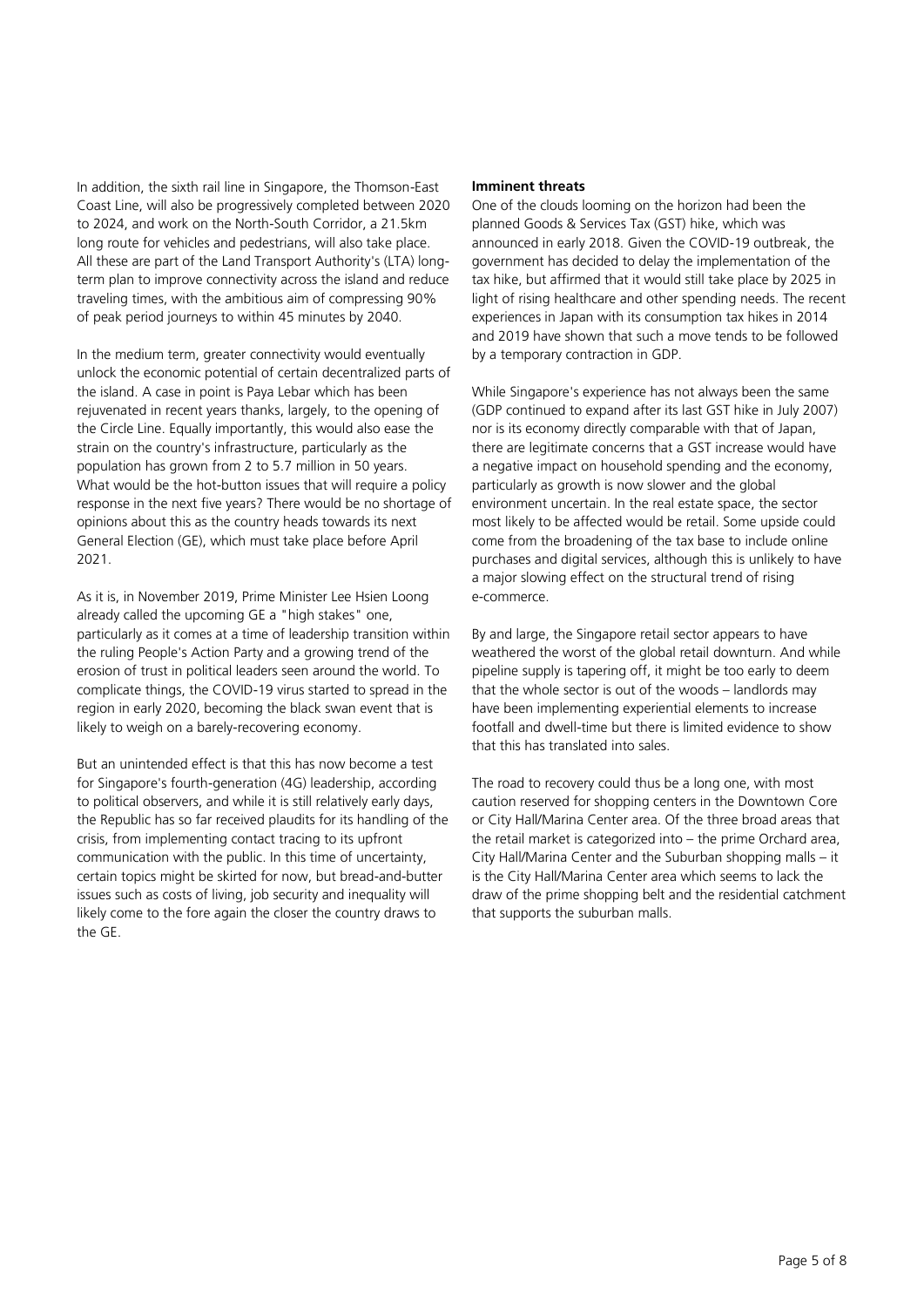In addition, the sixth rail line in Singapore, the Thomson-East Coast Line, will also be progressively completed between 2020 to 2024, and work on the North-South Corridor, a 21.5km long route for vehicles and pedestrians, will also take place. All these are part of the Land Transport Authority's (LTA) long-term plan to improve connectivity across the island and reduce traveling times, with the ambitious aim of compressing 90% of peak period journeys to within 45 minutes by 2040.

In the medium term, greater connectivity would eventually unlock the economic potential of certain decentralized parts of the island. A case in point is Paya Lebar which has been rejuvenated in recent years thanks, largely, to the opening of the Circle Line. Equally importantly, this would also ease the strain on the country's infrastructure, particularly as the population has grown from 2 to 5.7 million in 50 years. What would be the hot-button issues that will require a policy response in the next five years? There would be no shortage of opinions about this as the country heads towards its next General Election (GE), which must take place before April 2021.

As it is, in November 2019, Prime Minister Lee Hsien Loong already called the upcoming GE a "high stakes" one, particularly as it comes at a time of leadership transition within the ruling People's Action Party and a growing trend of the erosion of trust in political leaders seen around the world. To complicate things, the COVID-19 virus started to spread in the region in early 2020, becoming the black swan event that is likely to weigh on a barely-recovering economy.

But an unintended effect is that this has now become a test for Singapore's fourth-generation (4G) leadership, according to political observers, and while it is still relatively early days, the Republic has so far received plaudits for its handling of the crisis, from implementing contact tracing to its upfront communication with the public. In this time of uncertainty, certain topics might be skirted for now, but bread-and-butter issues such as costs of living, job security and inequality will likely come to the fore again the closer the country draws to the GE.

**Imminent threats**

One of the clouds looming on the horizon had been the planned Goods & Services Tax (GST) hike, which was announced in early 2018. Given the COVID-19 outbreak, the government has decided to delay the implementation of the tax hike, but affirmed that it would still take place by 2025 in light of rising healthcare and other spending needs. The recent experiences in Japan with its consumption tax hikes in 2014 and 2019 have shown that such a move tends to be followed by a temporary contraction in GDP.

While Singapore's experience has not always been the same (GDP continued to expand after its last GST hike in July 2007) nor is its economy directly comparable with that of Japan, there are legitimate concerns that a GST increase would have a negative impact on household spending and the economy, particularly as growth is now slower and the global environment uncertain. In the real estate space, the sector most likely to be affected would be retail. Some upside could come from the broadening of the tax base to include online purchases and digital services, although this is unlikely to have a major slowing effect on the structural trend of rising e-commerce.

By and large, the Singapore retail sector appears to have weathered the worst of the global retail downturn. And while pipeline supply is tapering off, it might be too early to deem that the whole sector is out of the woods – landlords may have been implementing experiential elements to increase footfall and dwell-time but there is limited evidence to show that this has translated into sales.

The road to recovery could thus be a long one, with most caution reserved for shopping centers in the Downtown Core or City Hall/Marina Center area. Of the three broad areas that the retail market is categorized into – the prime Orchard area, City Hall/Marina Center and the Suburban shopping malls – it is the City Hall/Marina Center area which seems to lack the draw of the prime shopping belt and the residential catchment that supports the suburban malls.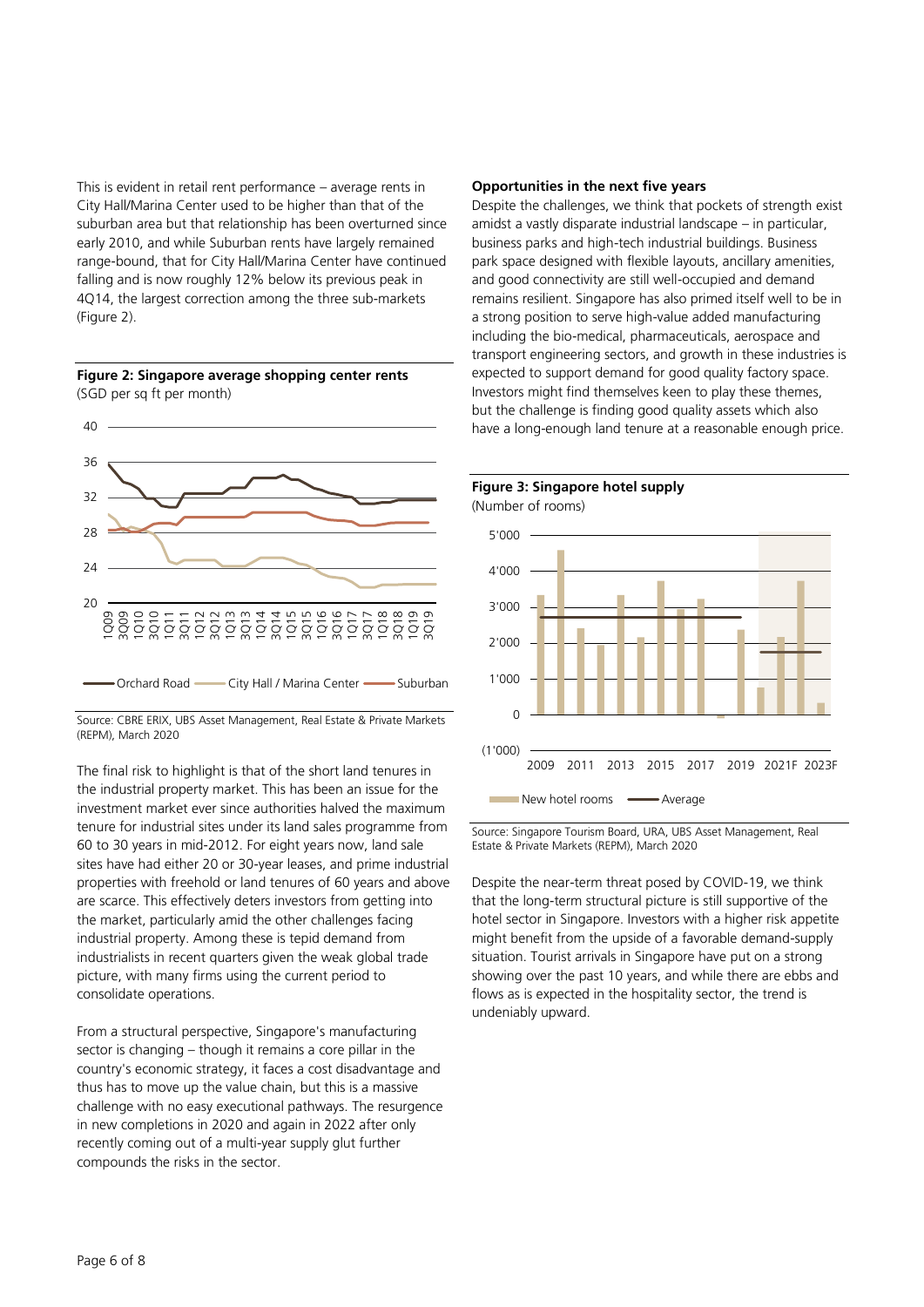This is evident in retail rent performance – average rents in City Hall/Marina Center used to be higher than that of the suburban area but that relationship has been overturned since early 2010, and while Suburban rents have largely remained range-bound, that for City Hall/Marina Center have continued falling and is now roughly 12% below its previous peak in 4Q14, the largest correction among the three sub-markets (Figure 2).

**Figure 2: Singapore average shopping center rents**
(SGD per sq ft per month)

40
36
32
28
24
20

1Q09 3Q09 1Q10 3Q10 1Q11 3Q11 1Q12 3Q12 1Q13 3Q13 1Q14 3Q14 1Q15 3Q15 1Q16 3Q16 1Q17 3Q17 1Q18 3Q18 1Q19 3Q19

Orchard Road  City Hall / Marina Center  Suburban

Source: CBRE ERIX, UBS Asset Management, Real Estate & Private Markets (REPM), March 2020

The final risk to highlight is that of the short land tenures in the industrial property market. This has been an issue for the investment market ever since authorities halved the maximum tenure for industrial sites under its land sales programme from 60 to 30 years in mid-2012. For eight years now, land sale sites have had either 20 or 30-year leases, and prime industrial properties with freehold or land tenures of 60 years and above are scarce. This effectively deters investors from getting into the market, particularly amid the other challenges facing industrial property. Among these is tepid demand from industrialists in recent quarters given the weak global trade picture, with many firms using the current period to consolidate operations.

From a structural perspective, Singapore's manufacturing sector is changing – though it remains a core pillar in the country's economic strategy, it faces a cost disadvantage and thus has to move up the value chain, but this is a massive challenge with no easy executional pathways. The resurgence in new completions in 2020 and again in 2022 after only recently coming out of a multi-year supply glut further compounds the risks in the sector.

**Opportunities in the next five years**

Despite the challenges, we think that pockets of strength exist amidst a vastly disparate industrial landscape – in particular, business parks and high-tech industrial buildings. Business park space designed with flexible layouts, ancillary amenities, and good connectivity are still well-occupied and demand remains resilient. Singapore has also primed itself well to be in a strong position to serve high-value added manufacturing including the bio-medical, pharmaceuticals, aerospace and transport engineering sectors, and growth in these industries is expected to support demand for good quality factory space. Investors might find themselves keen to play these themes, but the challenge is finding good quality assets which also have a long-enough land tenure at a reasonable enough price.

**Figure 3: Singapore hotel supply**
(Number of rooms)

5'000
4'000
3'000
2'000
1'000
0
(1'000)

2009 2011 2013 2015 2017 2019 2021F 2023F

New hotel rooms  Average

Source: Singapore Tourism Board, URA, UBS Asset Management, Real Estate & Private Markets (REPM), March 2020

Despite the near-term threat posed by COVID-19, we think that the long-term structural picture is still supportive of the hotel sector in Singapore. Investors with a higher risk appetite might benefit from the upside of a favorable demand-supply situation. Tourist arrivals in Singapore have put on a strong showing over the past 10 years, and while there are ebbs and flows as is expected in the hospitality sector, the trend is undeniably upward.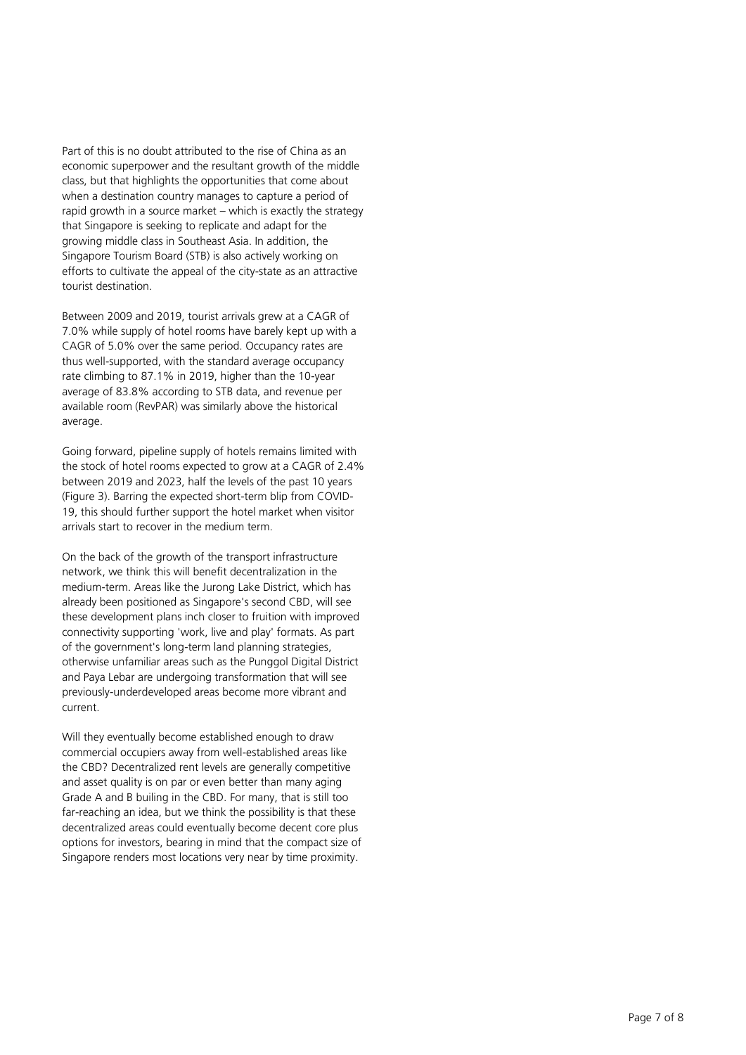Part of this is no doubt attributed to the rise of China as an economic superpower and the resultant growth of the middle class, but that highlights the opportunities that come about when a destination country manages to capture a period of rapid growth in a source market – which is exactly the strategy that Singapore is seeking to replicate and adapt for the growing middle class in Southeast Asia. In addition, the Singapore Tourism Board (STB) is also actively working on efforts to cultivate the appeal of the city-state as an attractive tourist destination.

Between 2009 and 2019, tourist arrivals grew at a CAGR of 7.0% while supply of hotel rooms have barely kept up with a CAGR of 5.0% over the same period. Occupancy rates are thus well-supported, with the standard average occupancy rate climbing to 87.1% in 2019, higher than the 10-year average of 83.8% according to STB data, and revenue per available room (RevPAR) was similarly above the historical average.

Going forward, pipeline supply of hotels remains limited with the stock of hotel rooms expected to grow at a CAGR of 2.4% between 2019 and 2023, half the levels of the past 10 years (Figure 3). Barring the expected short-term blip from COVID-19, this should further support the hotel market when visitor arrivals start to recover in the medium term.

On the back of the growth of the transport infrastructure network, we think this will benefit decentralization in the medium-term. Areas like the Jurong Lake District, which has already been positioned as Singapore's second CBD, will see these development plans inch closer to fruition with improved connectivity supporting 'work, live and play' formats. As part of the government's long-term land planning strategies, otherwise unfamiliar areas such as the Punggol Digital District and Paya Lebar are undergoing transformation that will see previously-underdeveloped areas become more vibrant and current.

Will they eventually become established enough to draw commercial occupiers away from well-established areas like the CBD? Decentralized rent levels are generally competitive and asset quality is on par or even better than many aging Grade A and B builing in the CBD. For many, that is still too far-reaching an idea, but we think the possibility is that these decentralized areas could eventually become decent core plus options for investors, bearing in mind that the compact size of Singapore renders most locations very near by time proximity.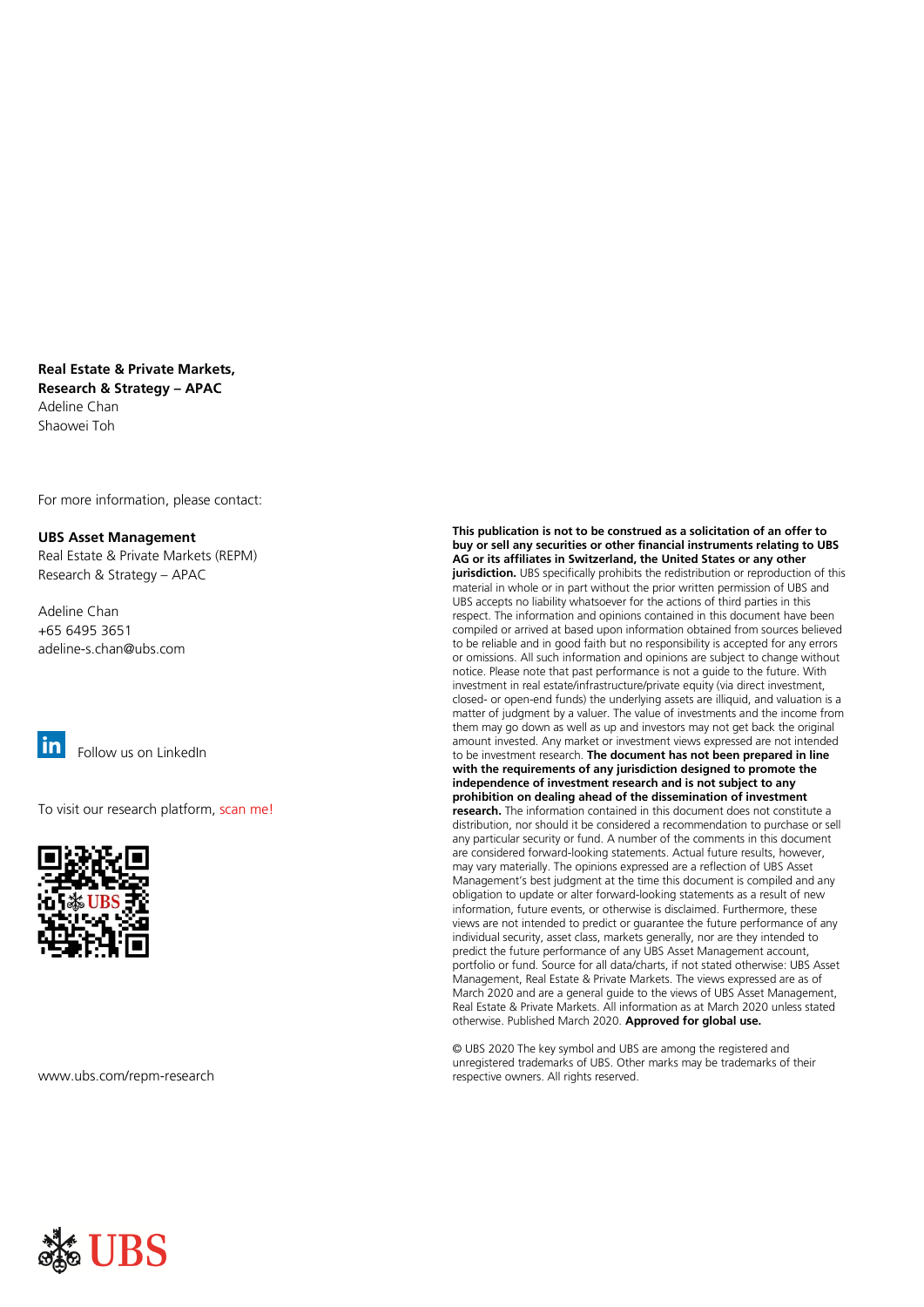**Real Estate & Private Markets,**
**Research & Strategy – APAC**
Adeline Chan
Shaowei Toh

For more information, please contact:

**UBS Asset Management**
Real Estate & Private Markets (REPM)
Research & Strategy – APAC

Adeline Chan
+65 6495 3651
adeline-s.chan@ubs.com

Follow us on LinkedIn

To visit our research platform, scan me!

www.ubs.com/repm-research

**This publication is not to be construed as a solicitation of an offer to buy or sell any securities or other financial instruments relating to UBS AG or its affiliates in Switzerland, the United States or any other jurisdiction.** UBS specifically prohibits the redistribution or reproduction of this material in whole or in part without the prior written permission of UBS and UBS accepts no liability whatsoever for the actions of third parties in this respect. The information and opinions contained in this document have been compiled or arrived at based upon information obtained from sources believed to be reliable and in good faith but no responsibility is accepted for any errors or omissions. All such information and opinions are subject to change without notice. Please note that past performance is not a guide to the future. With investment in real estate/infrastructure/private equity (via direct investment, closed- or open-end funds) the underlying assets are illiquid, and valuation is a matter of judgment by a valuer. The value of investments and the income from them may go down as well as up and investors may not get back the original amount invested. Any market or investment views expressed are not intended to be investment research. **The document has not been prepared in line with the requirements of any jurisdiction designed to promote the independence of investment research and is not subject to any prohibition on dealing ahead of the dissemination of investment research.** The information contained in this document does not constitute a distribution, nor should it be considered a recommendation to purchase or sell any particular security or fund. A number of the comments in this document are considered forward-looking statements. Actual future results, however, may vary materially. The opinions expressed are a reflection of UBS Asset Management's best judgment at the time this document is compiled and any obligation to update or alter forward-looking statements as a result of new information, future events, or otherwise is disclaimed. Furthermore, these views are not intended to predict or guarantee the future performance of any individual security, asset class, markets generally, nor are they intended to predict the future performance of any UBS Asset Management account, portfolio or fund. Source for all data/charts, if not stated otherwise: UBS Asset Management, Real Estate & Private Markets. The views expressed are as of March 2020 and are a general guide to the views of UBS Asset Management, Real Estate & Private Markets. All information as at March 2020 unless stated otherwise. Published March 2020. **Approved for global use.**

© UBS 2020 The key symbol and UBS are among the registered and unregistered trademarks of UBS. Other marks may be trademarks of their respective owners. All rights reserved.